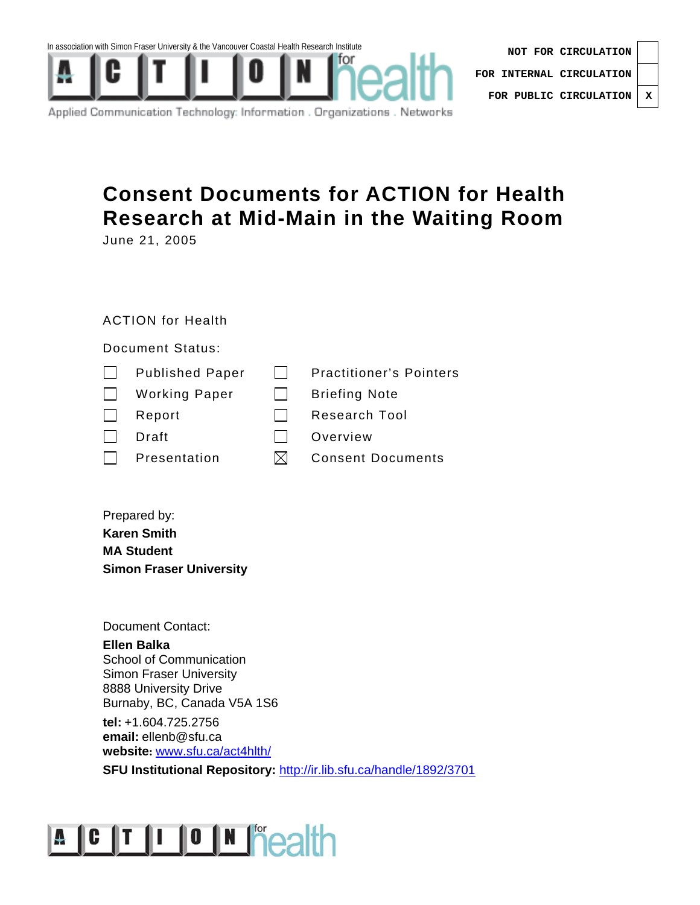In association with Simon Fraser University & the Vancouver Coastal Health Research Institute

ACTION for health

Applied Communication Technology: Information . Organizations . Networks

| | |
|---|---|
| NOT FOR CIRCULATION | |
| FOR INTERNAL CIRCULATION | |
| FOR PUBLIC CIRCULATION | X |

# Consent Documents for ACTION for Health Research at Mid-Main in the Waiting Room

June 21, 2005

ACTION for Health

Document Status:

- ☐ Published Paper
- ☐ Working Paper
- ☐ Report
- ☐ Draft
- ☐ Presentation
- ☐ Practitioner's Pointers
- ☐ Briefing Note
- ☐ Research Tool
- ☐ Overview
- ☒ Consent Documents

Prepared by:
**Karen Smith**
**MA Student**
**Simon Fraser University**

Document Contact:
**Ellen Balka**
School of Communication
Simon Fraser University
8888 University Drive
Burnaby, BC, Canada V5A 1S6

**tel:** +1.604.725.2756
**email:** ellenb@sfu.ca
**website:** www.sfu.ca/act4hlth/
**SFU Institutional Repository:** http://ir.lib.sfu.ca/handle/1892/3701

ACTION for health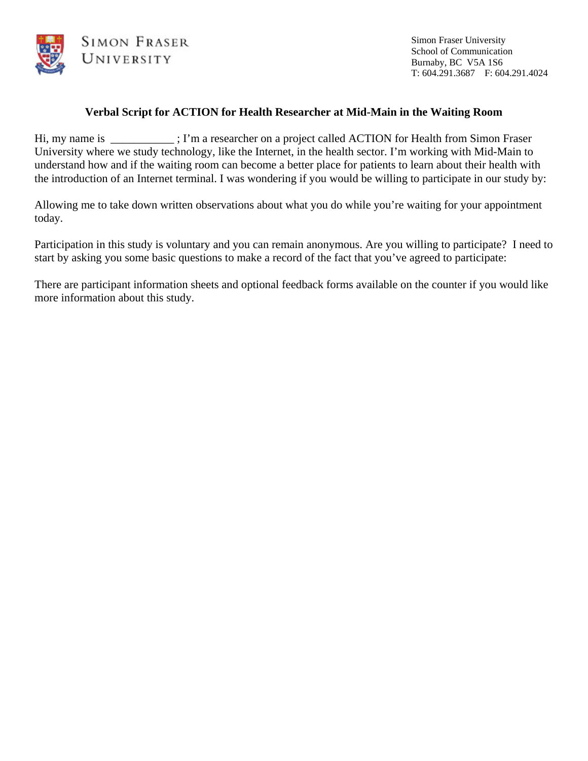**SIMON FRASER UNIVERSITY**

Simon Fraser University
School of Communication
Burnaby, BC V5A 1S6
T: 604.291.3687 F: 604.291.4024

### Verbal Script for ACTION for Health Researcher at Mid-Main in the Waiting Room

Hi, my name is ___________ ; I'm a researcher on a project called ACTION for Health from Simon Fraser University where we study technology, like the Internet, in the health sector. I'm working with Mid-Main to understand how and if the waiting room can become a better place for patients to learn about their health with the introduction of an Internet terminal. I was wondering if you would be willing to participate in our study by:

Allowing me to take down written observations about what you do while you're waiting for your appointment today.

Participation in this study is voluntary and you can remain anonymous. Are you willing to participate? I need to start by asking you some basic questions to make a record of the fact that you've agreed to participate:

There are participant information sheets and optional feedback forms available on the counter if you would like more information about this study.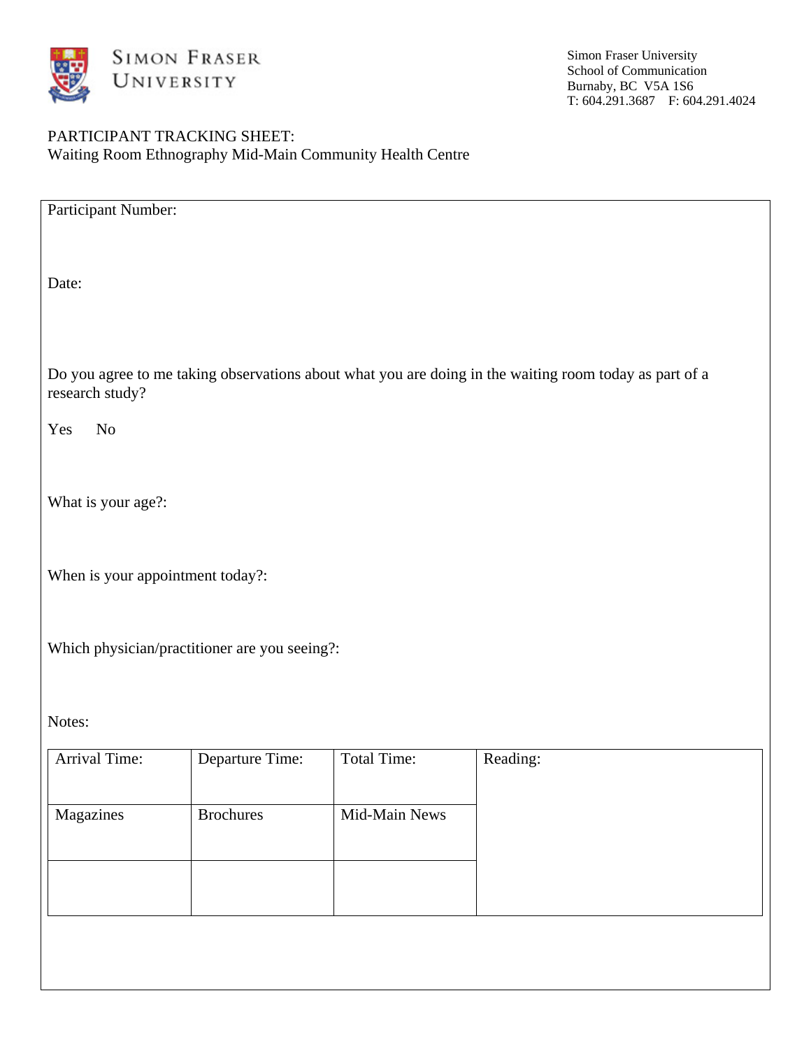**SIMON FRASER UNIVERSITY**

Simon Fraser University
School of Communication
Burnaby, BC V5A 1S6
T: 604.291.3687 F: 604.291.4024

PARTICIPANT TRACKING SHEET:
Waiting Room Ethnography Mid-Main Community Health Centre

Participant Number:

Date:

Do you agree to me taking observations about what you are doing in the waiting room today as part of a research study?

Yes No

What is your age?:

When is your appointment today?:

Which physician/practitioner are you seeing?:

Notes:

| Arrival Time: | Departure Time: | Total Time: | Reading: |
| --- | --- | --- | --- |
| Magazines | Brochures | Mid-Main News | |
| | | | |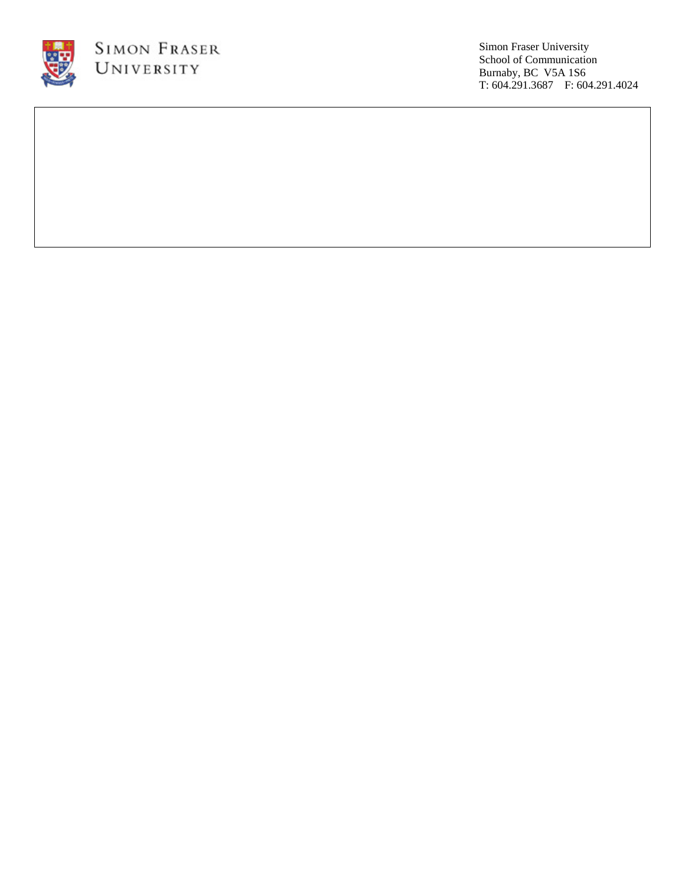SIMON FRASER UNIVERSITY

Simon Fraser University
School of Communication
Burnaby, BC V5A 1S6
T: 604.291.3687 F: 604.291.4024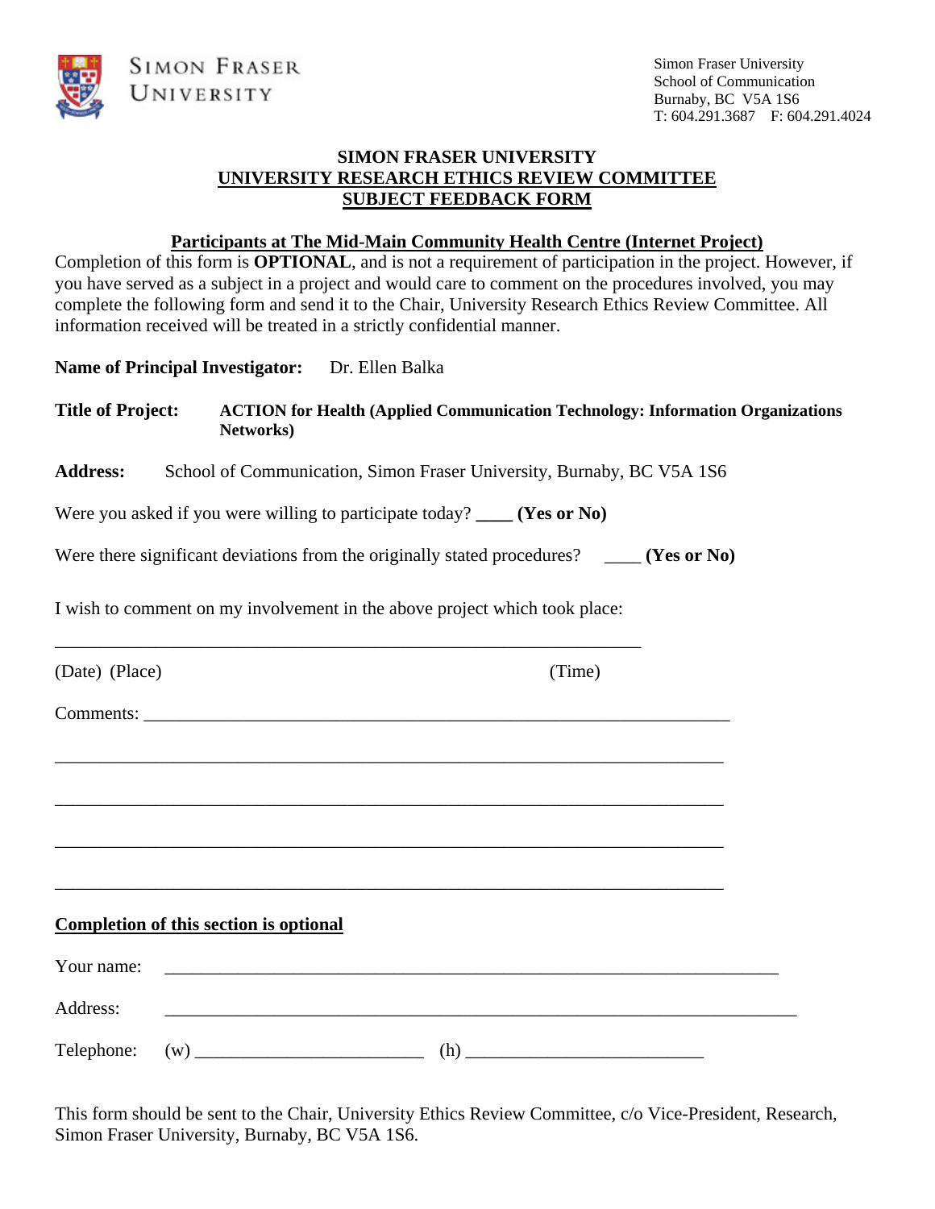SIMON FRASER UNIVERSITY

Simon Fraser University
School of Communication
Burnaby, BC V5A 1S6
T: 604.291.3687 F: 604.291.4024

**SIMON FRASER UNIVERSITY**
**UNIVERSITY RESEARCH ETHICS REVIEW COMMITTEE**
**SUBJECT FEEDBACK FORM**

**Participants at The Mid-Main Community Health Centre (Internet Project)**

Completion of this form is **OPTIONAL**, and is not a requirement of participation in the project. However, if you have served as a subject in a project and would care to comment on the procedures involved, you may complete the following form and send it to the Chair, University Research Ethics Review Committee. All information received will be treated in a strictly confidential manner.

**Name of Principal Investigator:** Dr. Ellen Balka

**Title of Project:** **ACTION for Health (Applied Communication Technology: Information Organizations Networks)**

**Address:** School of Communication, Simon Fraser University, Burnaby, BC V5A 1S6

Were you asked if you were willing to participate today? ____ **(Yes or No)**

Were there significant deviations from the originally stated procedures? ____ **(Yes or No)**

I wish to comment on my involvement in the above project which took place:

_________________________________________________________________

(Date) (Place) (Time)

Comments: _________________________________________________________________

_________________________________________________________________________

_________________________________________________________________________

_________________________________________________________________________

_________________________________________________________________________

**Completion of this section is optional**

Your name: _________________________________________________________________

Address: _________________________________________________________________

Telephone: (w) _________________________ (h) _________________________

This form should be sent to the Chair, University Ethics Review Committee, c/o Vice-President, Research, Simon Fraser University, Burnaby, BC V5A 1S6.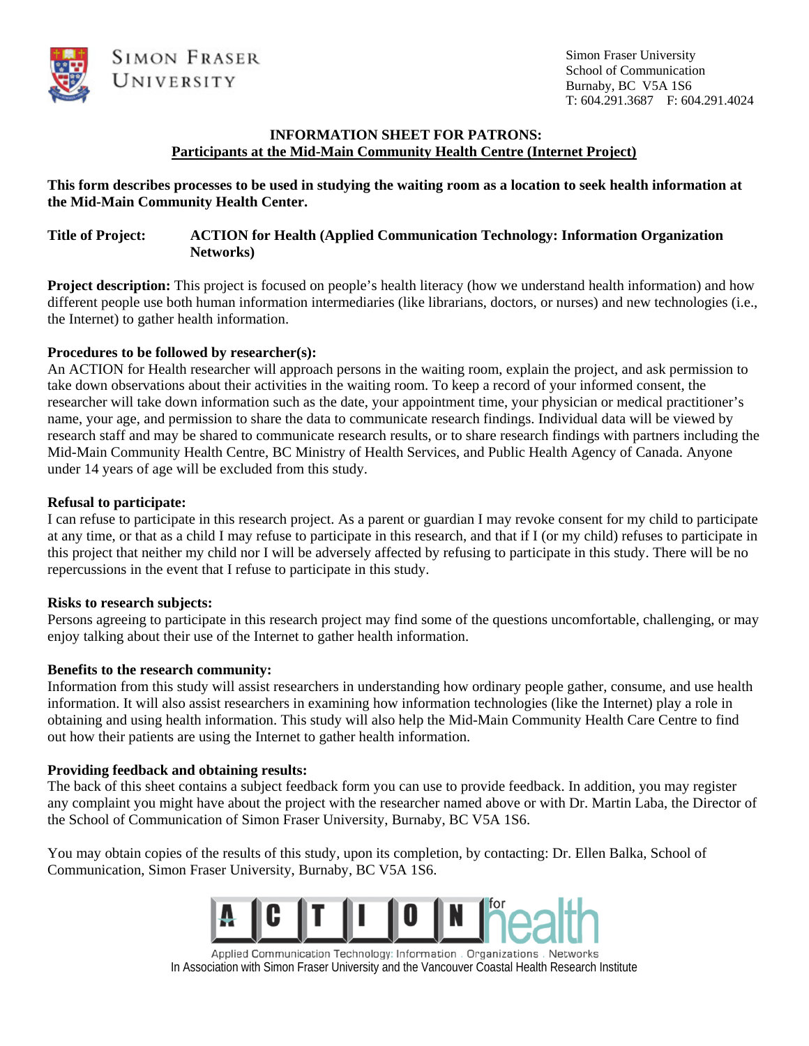Simon Fraser University
School of Communication
Burnaby, BC V5A 1S6
T: 604.291.3687 F: 604.291.4024

**INFORMATION SHEET FOR PATRONS:**
**Participants at the Mid-Main Community Health Centre (Internet Project)**

**This form describes processes to be used in studying the waiting room as a location to seek health information at the Mid-Main Community Health Center.**

**Title of Project:** **ACTION for Health (Applied Communication Technology: Information Organization Networks)**

**Project description:** This project is focused on people's health literacy (how we understand health information) and how different people use both human information intermediaries (like librarians, doctors, or nurses) and new technologies (i.e., the Internet) to gather health information.

**Procedures to be followed by researcher(s):**
An ACTION for Health researcher will approach persons in the waiting room, explain the project, and ask permission to take down observations about their activities in the waiting room. To keep a record of your informed consent, the researcher will take down information such as the date, your appointment time, your physician or medical practitioner's name, your age, and permission to share the data to communicate research findings. Individual data will be viewed by research staff and may be shared to communicate research results, or to share research findings with partners including the Mid-Main Community Health Centre, BC Ministry of Health Services, and Public Health Agency of Canada. Anyone under 14 years of age will be excluded from this study.

**Refusal to participate:**
I can refuse to participate in this research project. As a parent or guardian I may revoke consent for my child to participate at any time, or that as a child I may refuse to participate in this research, and that if I (or my child) refuses to participate in this project that neither my child nor I will be adversely affected by refusing to participate in this study. There will be no repercussions in the event that I refuse to participate in this study.

**Risks to research subjects:**
Persons agreeing to participate in this research project may find some of the questions uncomfortable, challenging, or may enjoy talking about their use of the Internet to gather health information.

**Benefits to the research community:**
Information from this study will assist researchers in understanding how ordinary people gather, consume, and use health information. It will also assist researchers in examining how information technologies (like the Internet) play a role in obtaining and using health information. This study will also help the Mid-Main Community Health Care Centre to find out how their patients are using the Internet to gather health information.

**Providing feedback and obtaining results:**
The back of this sheet contains a subject feedback form you can use to provide feedback. In addition, you may register any complaint you might have about the project with the researcher named above or with Dr. Martin Laba, the Director of the School of Communication of Simon Fraser University, Burnaby, BC V5A 1S6.

You may obtain copies of the results of this study, upon its completion, by contacting: Dr. Ellen Balka, School of Communication, Simon Fraser University, Burnaby, BC V5A 1S6.

ACTION for health
Applied Communication Technology: Information . Organizations . Networks
In Association with Simon Fraser University and the Vancouver Coastal Health Research Institute